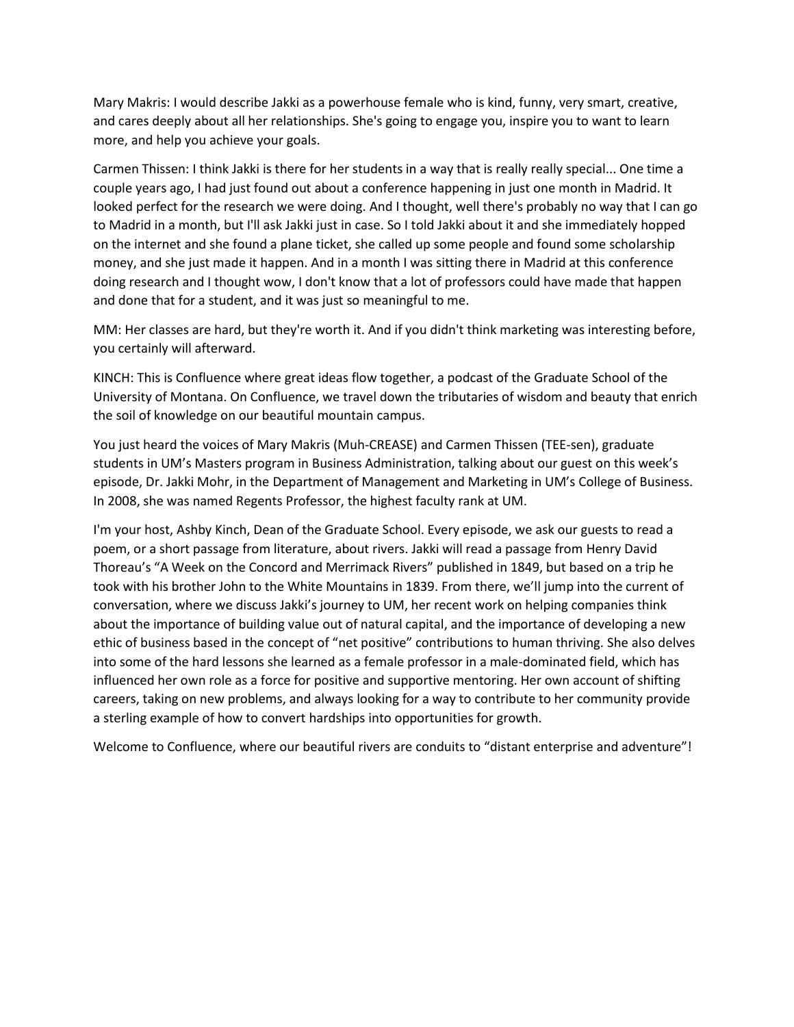Mary Makris: I would describe Jakki as a powerhouse female who is kind, funny, very smart, creative, and cares deeply about all her relationships. She's going to engage you, inspire you to want to learn more, and help you achieve your goals.

Carmen Thissen: I think Jakki is there for her students in a way that is really really special... One time a couple years ago, I had just found out about a conference happening in just one month in Madrid. It looked perfect for the research we were doing. And I thought, well there's probably no way that I can go to Madrid in a month, but I'll ask Jakki just in case. So I told Jakki about it and she immediately hopped on the internet and she found a plane ticket, she called up some people and found some scholarship money, and she just made it happen. And in a month I was sitting there in Madrid at this conference doing research and I thought wow, I don't know that a lot of professors could have made that happen and done that for a student, and it was just so meaningful to me.

MM: Her classes are hard, but they're worth it. And if you didn't think marketing was interesting before, you certainly will afterward.

KINCH: This is Confluence where great ideas flow together, a podcast of the Graduate School of the University of Montana. On Confluence, we travel down the tributaries of wisdom and beauty that enrich the soil of knowledge on our beautiful mountain campus.

You just heard the voices of Mary Makris (Muh-CREASE) and Carmen Thissen (TEE-sen), graduate students in UM's Masters program in Business Administration, talking about our guest on this week's episode, Dr. Jakki Mohr, in the Department of Management and Marketing in UM's College of Business. In 2008, she was named Regents Professor, the highest faculty rank at UM.

I'm your host, Ashby Kinch, Dean of the Graduate School. Every episode, we ask our guests to read a poem, or a short passage from literature, about rivers. Jakki will read a passage from Henry David Thoreau's "A Week on the Concord and Merrimack Rivers" published in 1849, but based on a trip he took with his brother John to the White Mountains in 1839. From there, we'll jump into the current of conversation, where we discuss Jakki's journey to UM, her recent work on helping companies think about the importance of building value out of natural capital, and the importance of developing a new ethic of business based in the concept of "net positive" contributions to human thriving. She also delves into some of the hard lessons she learned as a female professor in a male-dominated field, which has influenced her own role as a force for positive and supportive mentoring. Her own account of shifting careers, taking on new problems, and always looking for a way to contribute to her community provide a sterling example of how to convert hardships into opportunities for growth.

Welcome to Confluence, where our beautiful rivers are conduits to "distant enterprise and adventure"!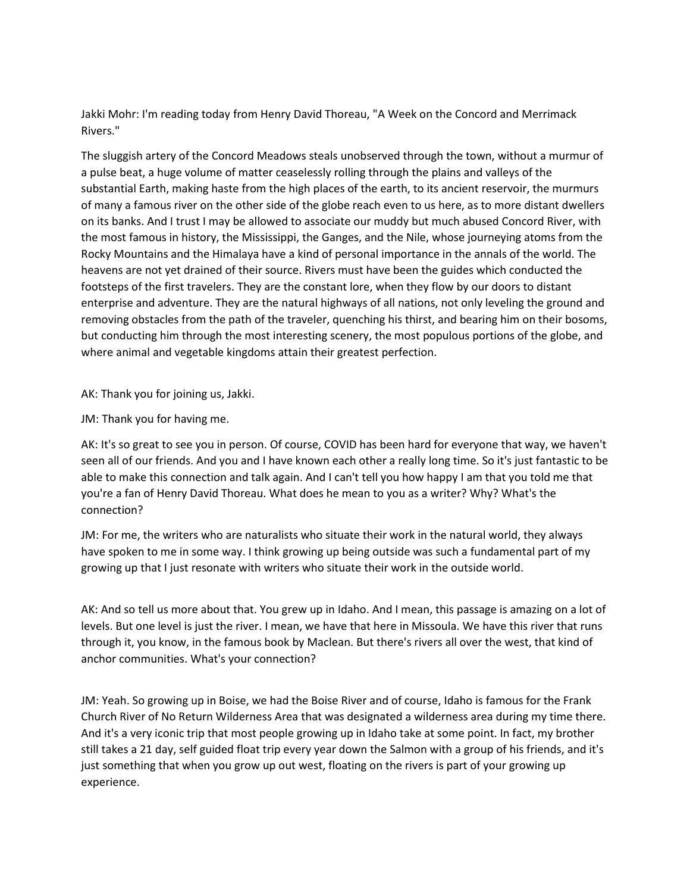Jakki Mohr: I'm reading today from Henry David Thoreau, "A Week on the Concord and Merrimack Rivers."

The sluggish artery of the Concord Meadows steals unobserved through the town, without a murmur of a pulse beat, a huge volume of matter ceaselessly rolling through the plains and valleys of the substantial Earth, making haste from the high places of the earth, to its ancient reservoir, the murmurs of many a famous river on the other side of the globe reach even to us here, as to more distant dwellers on its banks. And I trust I may be allowed to associate our muddy but much abused Concord River, with the most famous in history, the Mississippi, the Ganges, and the Nile, whose journeying atoms from the Rocky Mountains and the Himalaya have a kind of personal importance in the annals of the world. The heavens are not yet drained of their source. Rivers must have been the guides which conducted the footsteps of the first travelers. They are the constant lore, when they flow by our doors to distant enterprise and adventure. They are the natural highways of all nations, not only leveling the ground and removing obstacles from the path of the traveler, quenching his thirst, and bearing him on their bosoms, but conducting him through the most interesting scenery, the most populous portions of the globe, and where animal and vegetable kingdoms attain their greatest perfection.

AK: Thank you for joining us, Jakki.

JM: Thank you for having me.

AK: It's so great to see you in person. Of course, COVID has been hard for everyone that way, we haven't seen all of our friends. And you and I have known each other a really long time. So it's just fantastic to be able to make this connection and talk again. And I can't tell you how happy I am that you told me that you're a fan of Henry David Thoreau. What does he mean to you as a writer? Why? What's the connection?

JM: For me, the writers who are naturalists who situate their work in the natural world, they always have spoken to me in some way. I think growing up being outside was such a fundamental part of my growing up that I just resonate with writers who situate their work in the outside world.

AK: And so tell us more about that. You grew up in Idaho. And I mean, this passage is amazing on a lot of levels. But one level is just the river. I mean, we have that here in Missoula. We have this river that runs through it, you know, in the famous book by Maclean. But there's rivers all over the west, that kind of anchor communities. What's your connection?

JM: Yeah. So growing up in Boise, we had the Boise River and of course, Idaho is famous for the Frank Church River of No Return Wilderness Area that was designated a wilderness area during my time there. And it's a very iconic trip that most people growing up in Idaho take at some point. In fact, my brother still takes a 21 day, self guided float trip every year down the Salmon with a group of his friends, and it's just something that when you grow up out west, floating on the rivers is part of your growing up experience.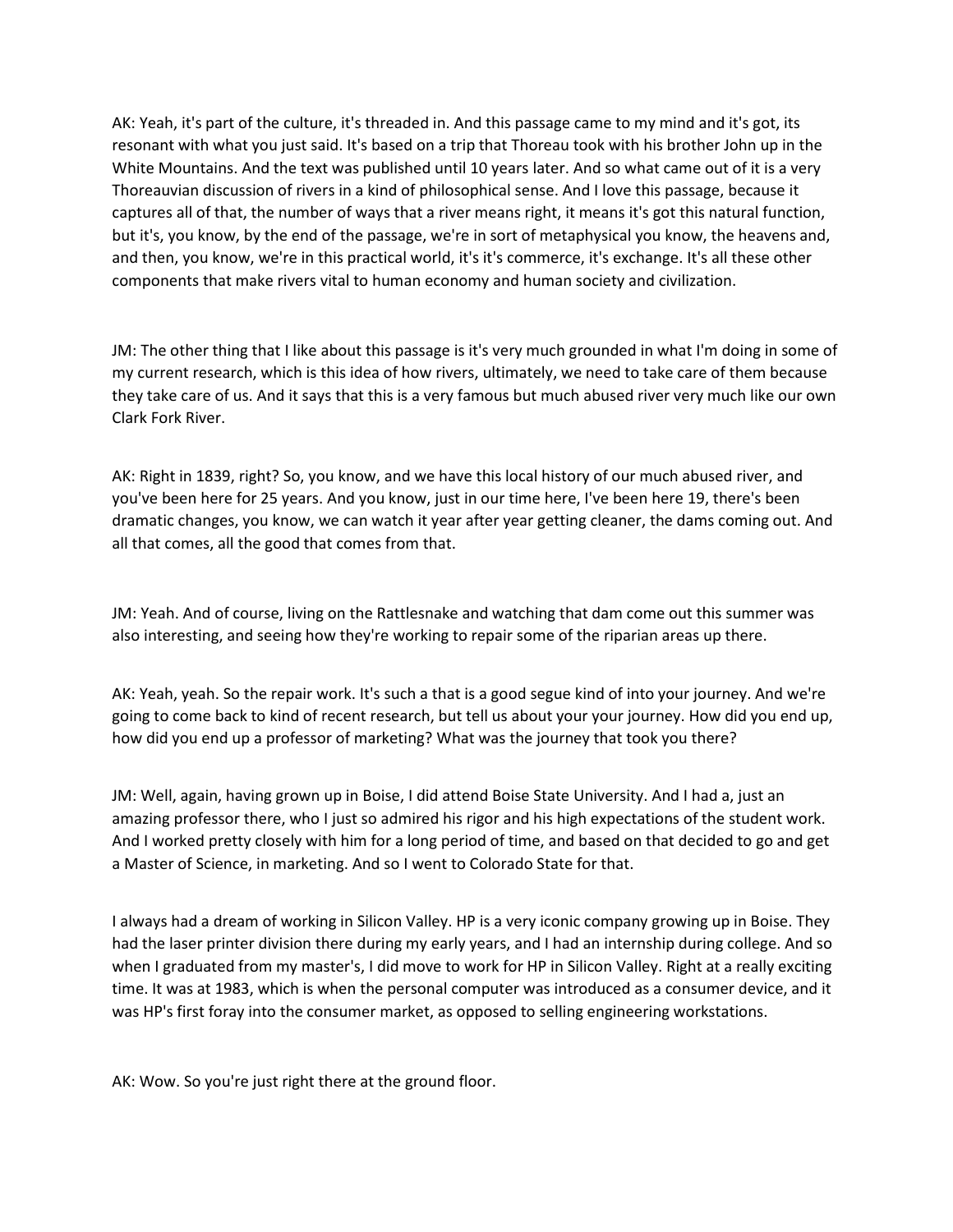AK: Yeah, it's part of the culture, it's threaded in. And this passage came to my mind and it's got, its resonant with what you just said. It's based on a trip that Thoreau took with his brother John up in the White Mountains. And the text was published until 10 years later. And so what came out of it is a very Thoreauvian discussion of rivers in a kind of philosophical sense. And I love this passage, because it captures all of that, the number of ways that a river means right, it means it's got this natural function, but it's, you know, by the end of the passage, we're in sort of metaphysical you know, the heavens and, and then, you know, we're in this practical world, it's it's commerce, it's exchange. It's all these other components that make rivers vital to human economy and human society and civilization.

JM: The other thing that I like about this passage is it's very much grounded in what I'm doing in some of my current research, which is this idea of how rivers, ultimately, we need to take care of them because they take care of us. And it says that this is a very famous but much abused river very much like our own Clark Fork River.

AK: Right in 1839, right? So, you know, and we have this local history of our much abused river, and you've been here for 25 years. And you know, just in our time here, I've been here 19, there's been dramatic changes, you know, we can watch it year after year getting cleaner, the dams coming out. And all that comes, all the good that comes from that.

JM: Yeah. And of course, living on the Rattlesnake and watching that dam come out this summer was also interesting, and seeing how they're working to repair some of the riparian areas up there.

AK: Yeah, yeah. So the repair work. It's such a that is a good segue kind of into your journey. And we're going to come back to kind of recent research, but tell us about your your journey. How did you end up, how did you end up a professor of marketing? What was the journey that took you there?

JM: Well, again, having grown up in Boise, I did attend Boise State University. And I had a, just an amazing professor there, who I just so admired his rigor and his high expectations of the student work. And I worked pretty closely with him for a long period of time, and based on that decided to go and get a Master of Science, in marketing. And so I went to Colorado State for that.

I always had a dream of working in Silicon Valley. HP is a very iconic company growing up in Boise. They had the laser printer division there during my early years, and I had an internship during college. And so when I graduated from my master's, I did move to work for HP in Silicon Valley. Right at a really exciting time. It was at 1983, which is when the personal computer was introduced as a consumer device, and it was HP's first foray into the consumer market, as opposed to selling engineering workstations.

AK: Wow. So you're just right there at the ground floor.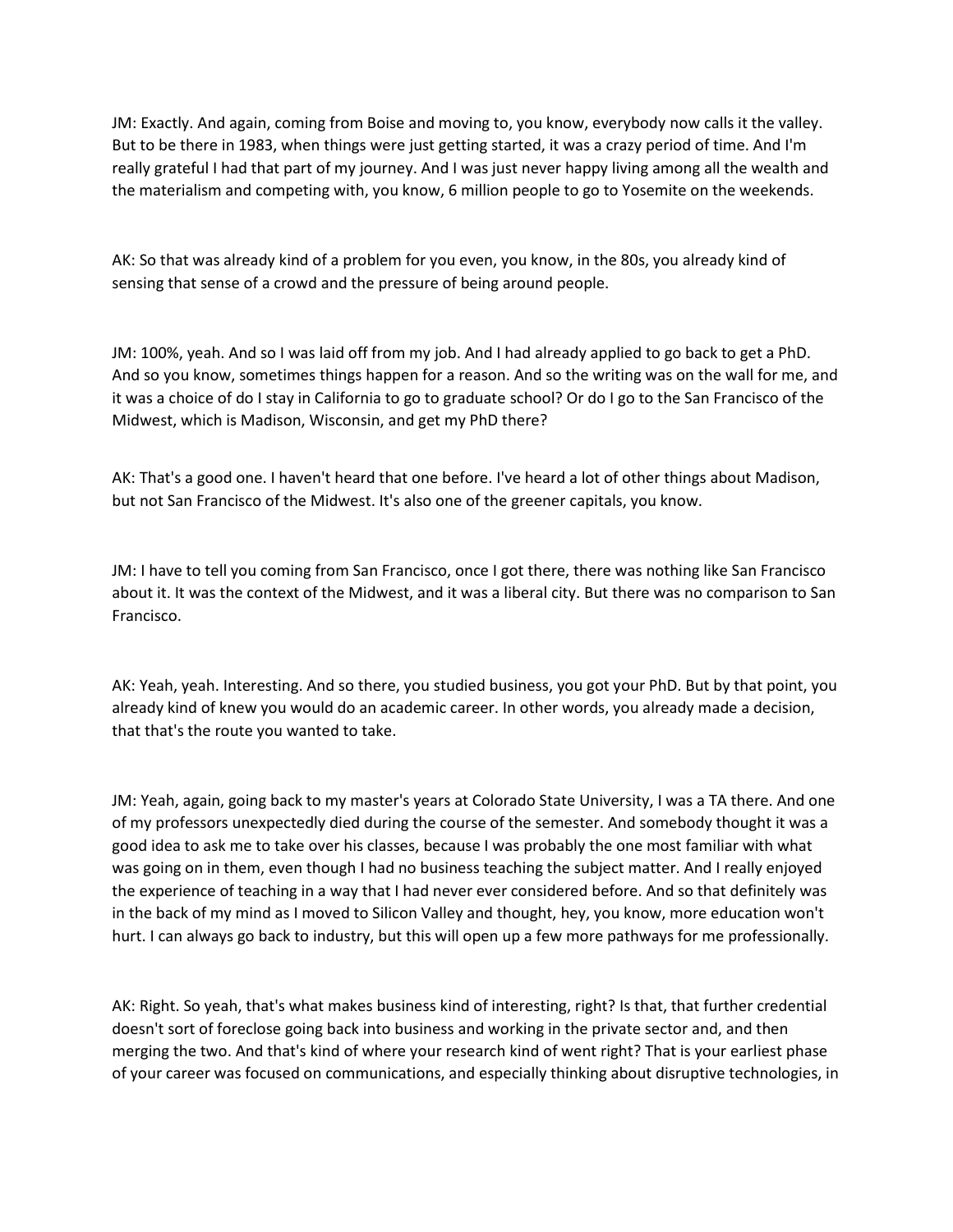JM: Exactly. And again, coming from Boise and moving to, you know, everybody now calls it the valley. But to be there in 1983, when things were just getting started, it was a crazy period of time. And I'm really grateful I had that part of my journey. And I was just never happy living among all the wealth and the materialism and competing with, you know, 6 million people to go to Yosemite on the weekends.

AK: So that was already kind of a problem for you even, you know, in the 80s, you already kind of sensing that sense of a crowd and the pressure of being around people.

JM: 100%, yeah. And so I was laid off from my job. And I had already applied to go back to get a PhD. And so you know, sometimes things happen for a reason. And so the writing was on the wall for me, and it was a choice of do I stay in California to go to graduate school? Or do I go to the San Francisco of the Midwest, which is Madison, Wisconsin, and get my PhD there?

AK: That's a good one. I haven't heard that one before. I've heard a lot of other things about Madison, but not San Francisco of the Midwest. It's also one of the greener capitals, you know.

JM: I have to tell you coming from San Francisco, once I got there, there was nothing like San Francisco about it. It was the context of the Midwest, and it was a liberal city. But there was no comparison to San Francisco.

AK: Yeah, yeah. Interesting. And so there, you studied business, you got your PhD. But by that point, you already kind of knew you would do an academic career. In other words, you already made a decision, that that's the route you wanted to take.

JM: Yeah, again, going back to my master's years at Colorado State University, I was a TA there. And one of my professors unexpectedly died during the course of the semester. And somebody thought it was a good idea to ask me to take over his classes, because I was probably the one most familiar with what was going on in them, even though I had no business teaching the subject matter. And I really enjoyed the experience of teaching in a way that I had never ever considered before. And so that definitely was in the back of my mind as I moved to Silicon Valley and thought, hey, you know, more education won't hurt. I can always go back to industry, but this will open up a few more pathways for me professionally.

AK: Right. So yeah, that's what makes business kind of interesting, right? Is that, that further credential doesn't sort of foreclose going back into business and working in the private sector and, and then merging the two. And that's kind of where your research kind of went right? That is your earliest phase of your career was focused on communications, and especially thinking about disruptive technologies, in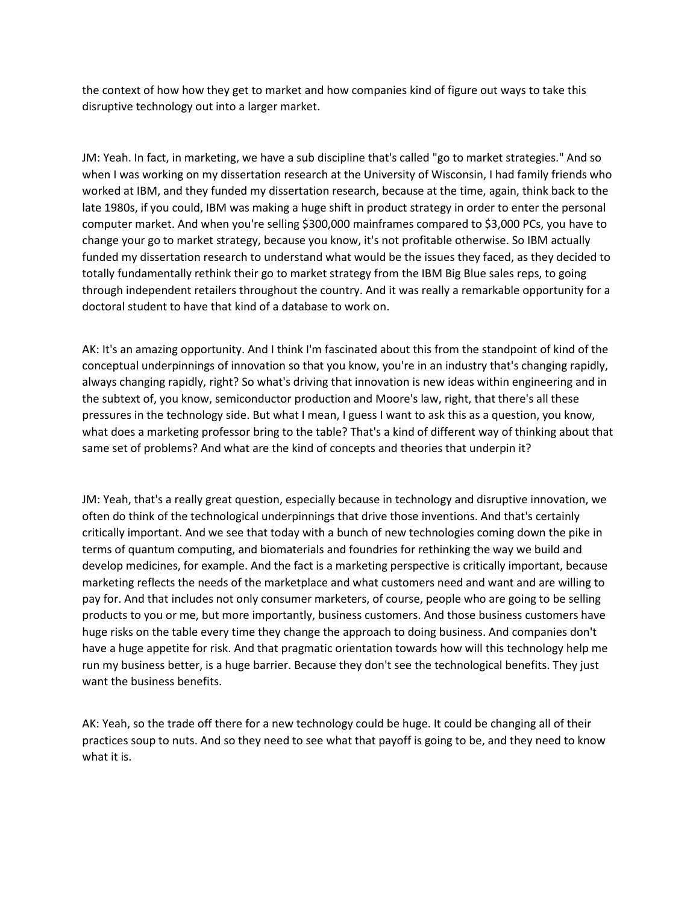the context of how how they get to market and how companies kind of figure out ways to take this disruptive technology out into a larger market.

JM: Yeah. In fact, in marketing, we have a sub discipline that's called "go to market strategies." And so when I was working on my dissertation research at the University of Wisconsin, I had family friends who worked at IBM, and they funded my dissertation research, because at the time, again, think back to the late 1980s, if you could, IBM was making a huge shift in product strategy in order to enter the personal computer market. And when you're selling $300,000 mainframes compared to $3,000 PCs, you have to change your go to market strategy, because you know, it's not profitable otherwise. So IBM actually funded my dissertation research to understand what would be the issues they faced, as they decided to totally fundamentally rethink their go to market strategy from the IBM Big Blue sales reps, to going through independent retailers throughout the country. And it was really a remarkable opportunity for a doctoral student to have that kind of a database to work on.

AK: It's an amazing opportunity. And I think I'm fascinated about this from the standpoint of kind of the conceptual underpinnings of innovation so that you know, you're in an industry that's changing rapidly, always changing rapidly, right? So what's driving that innovation is new ideas within engineering and in the subtext of, you know, semiconductor production and Moore's law, right, that there's all these pressures in the technology side. But what I mean, I guess I want to ask this as a question, you know, what does a marketing professor bring to the table? That's a kind of different way of thinking about that same set of problems? And what are the kind of concepts and theories that underpin it?

JM: Yeah, that's a really great question, especially because in technology and disruptive innovation, we often do think of the technological underpinnings that drive those inventions. And that's certainly critically important. And we see that today with a bunch of new technologies coming down the pike in terms of quantum computing, and biomaterials and foundries for rethinking the way we build and develop medicines, for example. And the fact is a marketing perspective is critically important, because marketing reflects the needs of the marketplace and what customers need and want and are willing to pay for. And that includes not only consumer marketers, of course, people who are going to be selling products to you or me, but more importantly, business customers. And those business customers have huge risks on the table every time they change the approach to doing business. And companies don't have a huge appetite for risk. And that pragmatic orientation towards how will this technology help me run my business better, is a huge barrier. Because they don't see the technological benefits. They just want the business benefits.

AK: Yeah, so the trade off there for a new technology could be huge. It could be changing all of their practices soup to nuts. And so they need to see what that payoff is going to be, and they need to know what it is.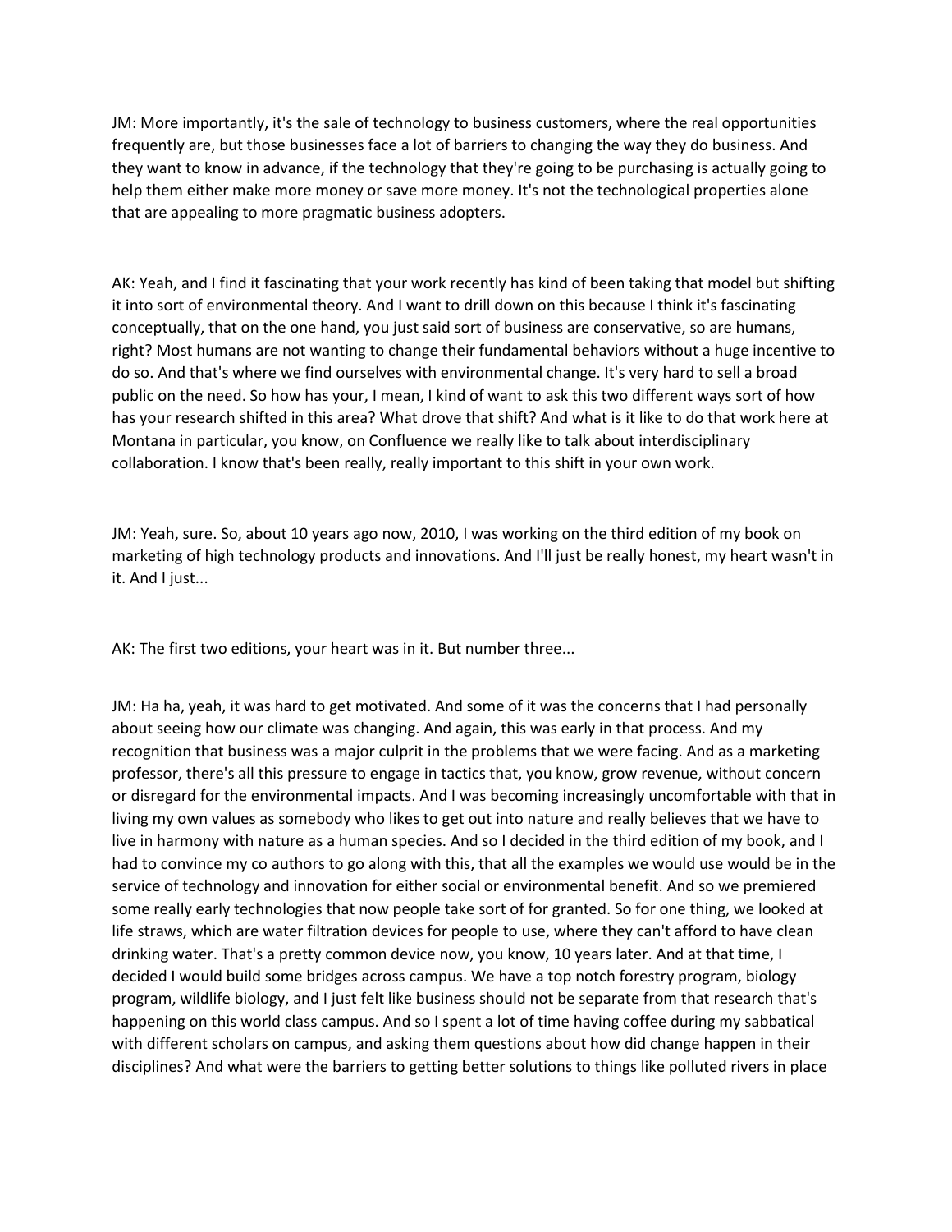JM: More importantly, it's the sale of technology to business customers, where the real opportunities frequently are, but those businesses face a lot of barriers to changing the way they do business. And they want to know in advance, if the technology that they're going to be purchasing is actually going to help them either make more money or save more money. It's not the technological properties alone that are appealing to more pragmatic business adopters.

AK: Yeah, and I find it fascinating that your work recently has kind of been taking that model but shifting it into sort of environmental theory. And I want to drill down on this because I think it's fascinating conceptually, that on the one hand, you just said sort of business are conservative, so are humans, right? Most humans are not wanting to change their fundamental behaviors without a huge incentive to do so. And that's where we find ourselves with environmental change. It's very hard to sell a broad public on the need. So how has your, I mean, I kind of want to ask this two different ways sort of how has your research shifted in this area? What drove that shift? And what is it like to do that work here at Montana in particular, you know, on Confluence we really like to talk about interdisciplinary collaboration. I know that's been really, really important to this shift in your own work.

JM: Yeah, sure. So, about 10 years ago now, 2010, I was working on the third edition of my book on marketing of high technology products and innovations. And I'll just be really honest, my heart wasn't in it. And I just...

AK: The first two editions, your heart was in it. But number three...

JM: Ha ha, yeah, it was hard to get motivated. And some of it was the concerns that I had personally about seeing how our climate was changing. And again, this was early in that process. And my recognition that business was a major culprit in the problems that we were facing. And as a marketing professor, there's all this pressure to engage in tactics that, you know, grow revenue, without concern or disregard for the environmental impacts. And I was becoming increasingly uncomfortable with that in living my own values as somebody who likes to get out into nature and really believes that we have to live in harmony with nature as a human species. And so I decided in the third edition of my book, and I had to convince my co authors to go along with this, that all the examples we would use would be in the service of technology and innovation for either social or environmental benefit. And so we premiered some really early technologies that now people take sort of for granted. So for one thing, we looked at life straws, which are water filtration devices for people to use, where they can't afford to have clean drinking water. That's a pretty common device now, you know, 10 years later. And at that time, I decided I would build some bridges across campus. We have a top notch forestry program, biology program, wildlife biology, and I just felt like business should not be separate from that research that's happening on this world class campus. And so I spent a lot of time having coffee during my sabbatical with different scholars on campus, and asking them questions about how did change happen in their disciplines? And what were the barriers to getting better solutions to things like polluted rivers in place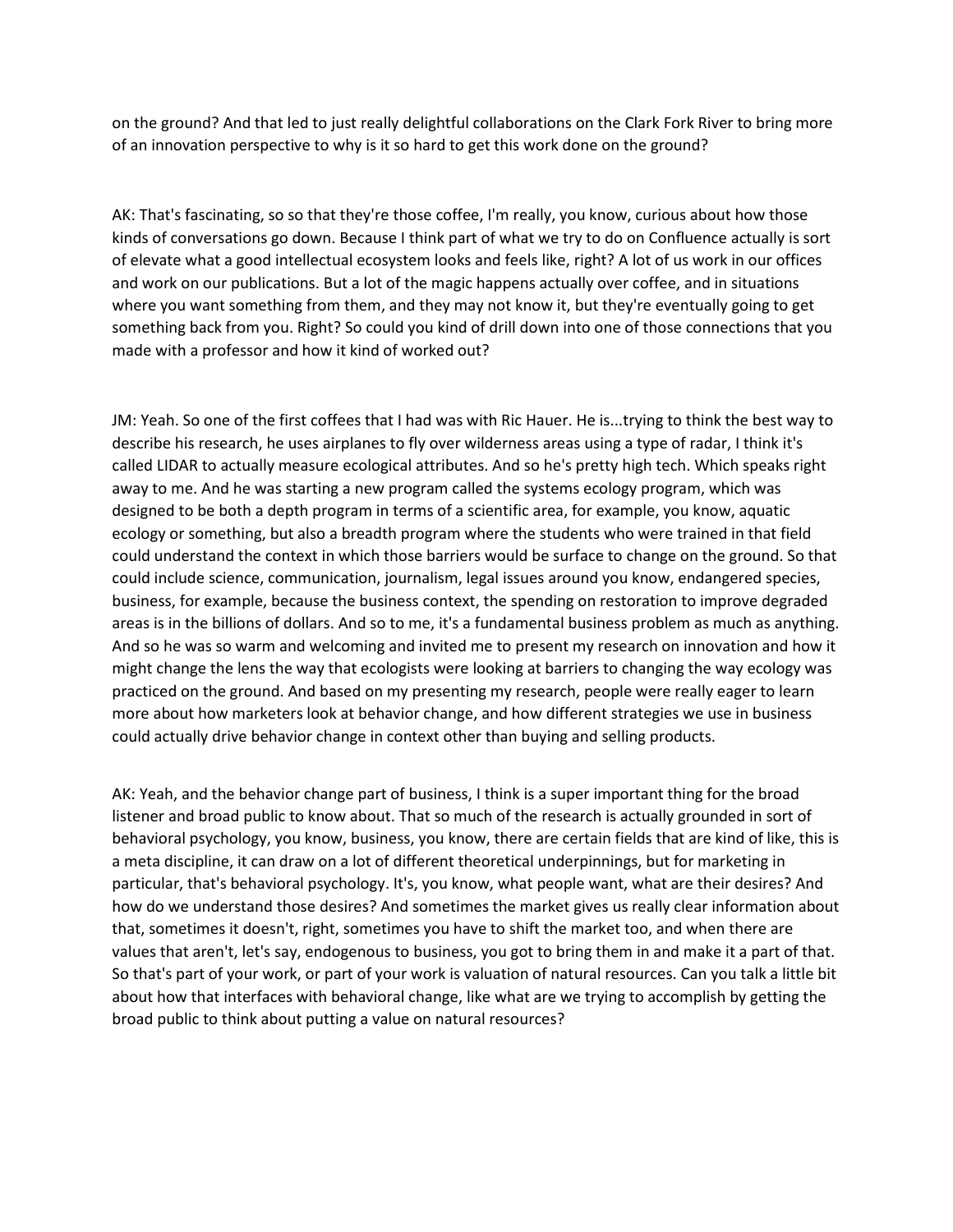on the ground? And that led to just really delightful collaborations on the Clark Fork River to bring more of an innovation perspective to why is it so hard to get this work done on the ground?

AK: That's fascinating, so so that they're those coffee, I'm really, you know, curious about how those kinds of conversations go down. Because I think part of what we try to do on Confluence actually is sort of elevate what a good intellectual ecosystem looks and feels like, right? A lot of us work in our offices and work on our publications. But a lot of the magic happens actually over coffee, and in situations where you want something from them, and they may not know it, but they're eventually going to get something back from you. Right? So could you kind of drill down into one of those connections that you made with a professor and how it kind of worked out?

JM: Yeah. So one of the first coffees that I had was with Ric Hauer. He is...trying to think the best way to describe his research, he uses airplanes to fly over wilderness areas using a type of radar, I think it's called LIDAR to actually measure ecological attributes. And so he's pretty high tech. Which speaks right away to me. And he was starting a new program called the systems ecology program, which was designed to be both a depth program in terms of a scientific area, for example, you know, aquatic ecology or something, but also a breadth program where the students who were trained in that field could understand the context in which those barriers would be surface to change on the ground. So that could include science, communication, journalism, legal issues around you know, endangered species, business, for example, because the business context, the spending on restoration to improve degraded areas is in the billions of dollars. And so to me, it's a fundamental business problem as much as anything. And so he was so warm and welcoming and invited me to present my research on innovation and how it might change the lens the way that ecologists were looking at barriers to changing the way ecology was practiced on the ground. And based on my presenting my research, people were really eager to learn more about how marketers look at behavior change, and how different strategies we use in business could actually drive behavior change in context other than buying and selling products.

AK: Yeah, and the behavior change part of business, I think is a super important thing for the broad listener and broad public to know about. That so much of the research is actually grounded in sort of behavioral psychology, you know, business, you know, there are certain fields that are kind of like, this is a meta discipline, it can draw on a lot of different theoretical underpinnings, but for marketing in particular, that's behavioral psychology. It's, you know, what people want, what are their desires? And how do we understand those desires? And sometimes the market gives us really clear information about that, sometimes it doesn't, right, sometimes you have to shift the market too, and when there are values that aren't, let's say, endogenous to business, you got to bring them in and make it a part of that. So that's part of your work, or part of your work is valuation of natural resources. Can you talk a little bit about how that interfaces with behavioral change, like what are we trying to accomplish by getting the broad public to think about putting a value on natural resources?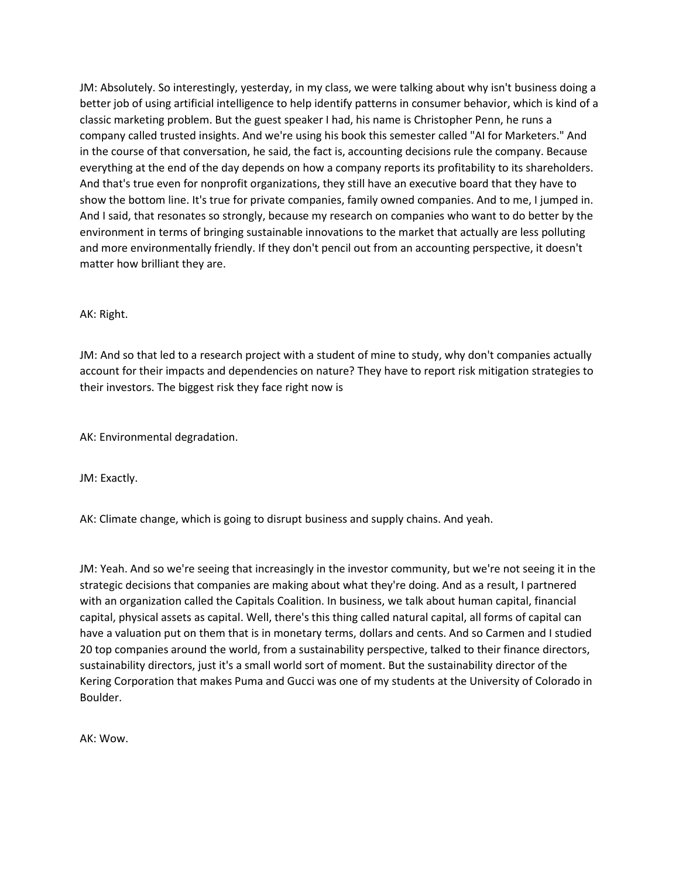JM: Absolutely. So interestingly, yesterday, in my class, we were talking about why isn't business doing a better job of using artificial intelligence to help identify patterns in consumer behavior, which is kind of a classic marketing problem. But the guest speaker I had, his name is Christopher Penn, he runs a company called trusted insights. And we're using his book this semester called "AI for Marketers." And in the course of that conversation, he said, the fact is, accounting decisions rule the company. Because everything at the end of the day depends on how a company reports its profitability to its shareholders. And that's true even for nonprofit organizations, they still have an executive board that they have to show the bottom line. It's true for private companies, family owned companies. And to me, I jumped in. And I said, that resonates so strongly, because my research on companies who want to do better by the environment in terms of bringing sustainable innovations to the market that actually are less polluting and more environmentally friendly. If they don't pencil out from an accounting perspective, it doesn't matter how brilliant they are.

AK: Right.

JM: And so that led to a research project with a student of mine to study, why don't companies actually account for their impacts and dependencies on nature? They have to report risk mitigation strategies to their investors. The biggest risk they face right now is

AK: Environmental degradation.

JM: Exactly.

AK: Climate change, which is going to disrupt business and supply chains. And yeah.

JM: Yeah. And so we're seeing that increasingly in the investor community, but we're not seeing it in the strategic decisions that companies are making about what they're doing. And as a result, I partnered with an organization called the Capitals Coalition. In business, we talk about human capital, financial capital, physical assets as capital. Well, there's this thing called natural capital, all forms of capital can have a valuation put on them that is in monetary terms, dollars and cents. And so Carmen and I studied 20 top companies around the world, from a sustainability perspective, talked to their finance directors, sustainability directors, just it's a small world sort of moment. But the sustainability director of the Kering Corporation that makes Puma and Gucci was one of my students at the University of Colorado in Boulder.

AK: Wow.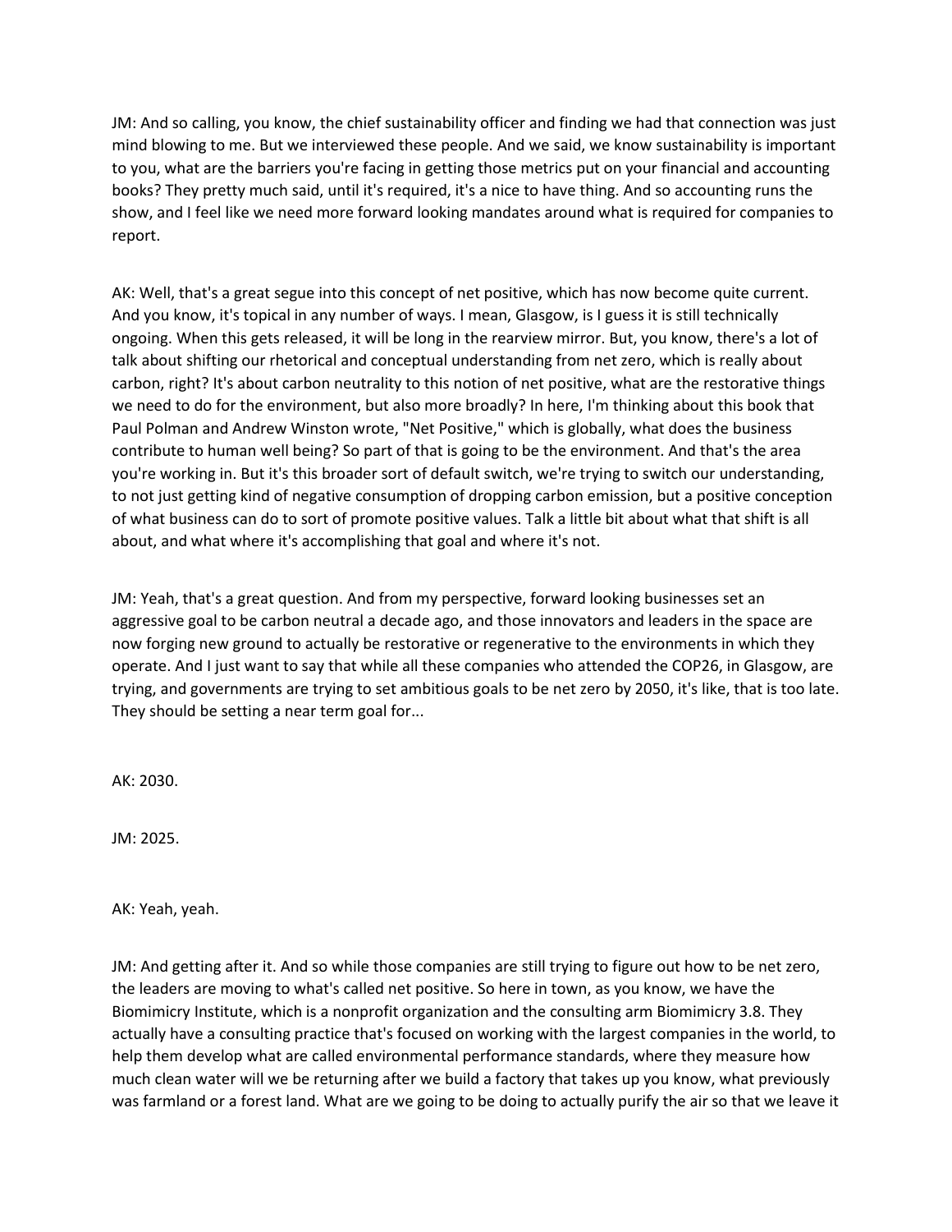JM: And so calling, you know, the chief sustainability officer and finding we had that connection was just mind blowing to me. But we interviewed these people. And we said, we know sustainability is important to you, what are the barriers you're facing in getting those metrics put on your financial and accounting books? They pretty much said, until it's required, it's a nice to have thing. And so accounting runs the show, and I feel like we need more forward looking mandates around what is required for companies to report.

AK: Well, that's a great segue into this concept of net positive, which has now become quite current. And you know, it's topical in any number of ways. I mean, Glasgow, is I guess it is still technically ongoing. When this gets released, it will be long in the rearview mirror. But, you know, there's a lot of talk about shifting our rhetorical and conceptual understanding from net zero, which is really about carbon, right? It's about carbon neutrality to this notion of net positive, what are the restorative things we need to do for the environment, but also more broadly? In here, I'm thinking about this book that Paul Polman and Andrew Winston wrote, "Net Positive," which is globally, what does the business contribute to human well being? So part of that is going to be the environment. And that's the area you're working in. But it's this broader sort of default switch, we're trying to switch our understanding, to not just getting kind of negative consumption of dropping carbon emission, but a positive conception of what business can do to sort of promote positive values. Talk a little bit about what that shift is all about, and what where it's accomplishing that goal and where it's not.

JM: Yeah, that's a great question. And from my perspective, forward looking businesses set an aggressive goal to be carbon neutral a decade ago, and those innovators and leaders in the space are now forging new ground to actually be restorative or regenerative to the environments in which they operate. And I just want to say that while all these companies who attended the COP26, in Glasgow, are trying, and governments are trying to set ambitious goals to be net zero by 2050, it's like, that is too late. They should be setting a near term goal for...

AK: 2030.

JM: 2025.

AK: Yeah, yeah.

JM: And getting after it. And so while those companies are still trying to figure out how to be net zero, the leaders are moving to what's called net positive. So here in town, as you know, we have the Biomimicry Institute, which is a nonprofit organization and the consulting arm Biomimicry 3.8. They actually have a consulting practice that's focused on working with the largest companies in the world, to help them develop what are called environmental performance standards, where they measure how much clean water will we be returning after we build a factory that takes up you know, what previously was farmland or a forest land. What are we going to be doing to actually purify the air so that we leave it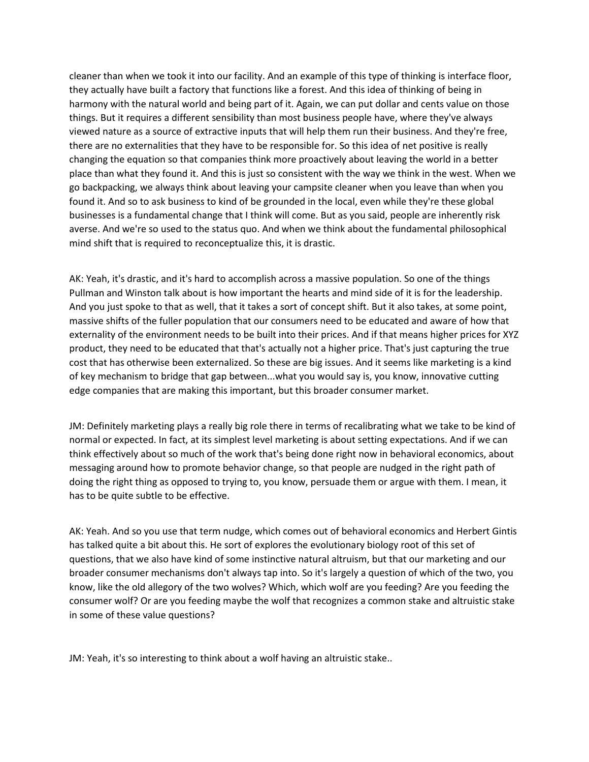cleaner than when we took it into our facility. And an example of this type of thinking is interface floor, they actually have built a factory that functions like a forest. And this idea of thinking of being in harmony with the natural world and being part of it. Again, we can put dollar and cents value on those things. But it requires a different sensibility than most business people have, where they've always viewed nature as a source of extractive inputs that will help them run their business. And they're free, there are no externalities that they have to be responsible for. So this idea of net positive is really changing the equation so that companies think more proactively about leaving the world in a better place than what they found it. And this is just so consistent with the way we think in the west. When we go backpacking, we always think about leaving your campsite cleaner when you leave than when you found it. And so to ask business to kind of be grounded in the local, even while they're these global businesses is a fundamental change that I think will come. But as you said, people are inherently risk averse. And we're so used to the status quo. And when we think about the fundamental philosophical mind shift that is required to reconceptualize this, it is drastic.

AK: Yeah, it's drastic, and it's hard to accomplish across a massive population. So one of the things Pullman and Winston talk about is how important the hearts and mind side of it is for the leadership. And you just spoke to that as well, that it takes a sort of concept shift. But it also takes, at some point, massive shifts of the fuller population that our consumers need to be educated and aware of how that externality of the environment needs to be built into their prices. And if that means higher prices for XYZ product, they need to be educated that that's actually not a higher price. That's just capturing the true cost that has otherwise been externalized. So these are big issues. And it seems like marketing is a kind of key mechanism to bridge that gap between...what you would say is, you know, innovative cutting edge companies that are making this important, but this broader consumer market.

JM: Definitely marketing plays a really big role there in terms of recalibrating what we take to be kind of normal or expected. In fact, at its simplest level marketing is about setting expectations. And if we can think effectively about so much of the work that's being done right now in behavioral economics, about messaging around how to promote behavior change, so that people are nudged in the right path of doing the right thing as opposed to trying to, you know, persuade them or argue with them. I mean, it has to be quite subtle to be effective.

AK: Yeah. And so you use that term nudge, which comes out of behavioral economics and Herbert Gintis has talked quite a bit about this. He sort of explores the evolutionary biology root of this set of questions, that we also have kind of some instinctive natural altruism, but that our marketing and our broader consumer mechanisms don't always tap into. So it's largely a question of which of the two, you know, like the old allegory of the two wolves? Which, which wolf are you feeding? Are you feeding the consumer wolf? Or are you feeding maybe the wolf that recognizes a common stake and altruistic stake in some of these value questions?

JM: Yeah, it's so interesting to think about a wolf having an altruistic stake..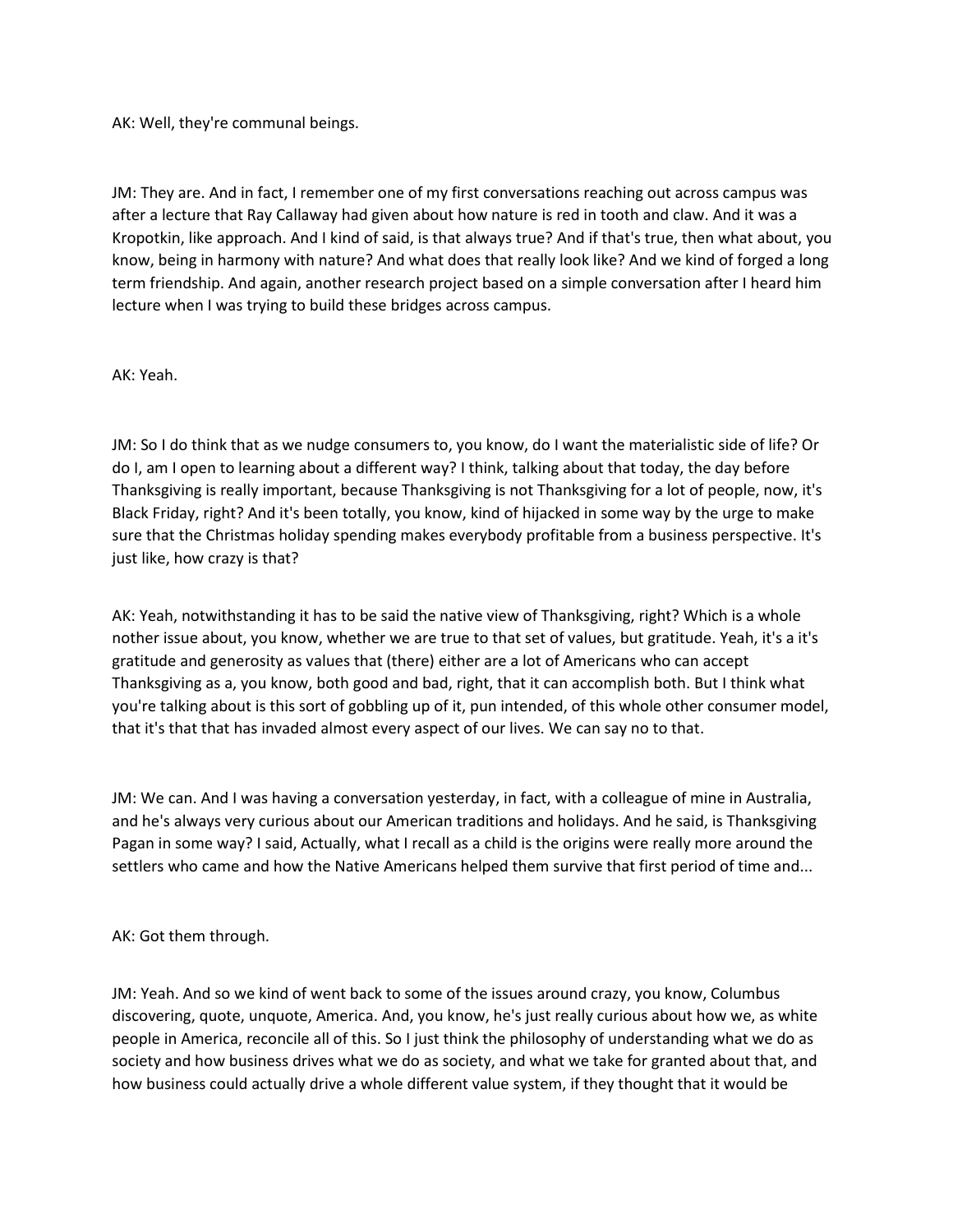AK: Well, they're communal beings.

JM: They are. And in fact, I remember one of my first conversations reaching out across campus was after a lecture that Ray Callaway had given about how nature is red in tooth and claw. And it was a Kropotkin, like approach. And I kind of said, is that always true? And if that's true, then what about, you know, being in harmony with nature? And what does that really look like? And we kind of forged a long term friendship. And again, another research project based on a simple conversation after I heard him lecture when I was trying to build these bridges across campus.

AK: Yeah.

JM: So I do think that as we nudge consumers to, you know, do I want the materialistic side of life? Or do I, am I open to learning about a different way? I think, talking about that today, the day before Thanksgiving is really important, because Thanksgiving is not Thanksgiving for a lot of people, now, it's Black Friday, right? And it's been totally, you know, kind of hijacked in some way by the urge to make sure that the Christmas holiday spending makes everybody profitable from a business perspective. It's just like, how crazy is that?

AK: Yeah, notwithstanding it has to be said the native view of Thanksgiving, right? Which is a whole nother issue about, you know, whether we are true to that set of values, but gratitude. Yeah, it's a it's gratitude and generosity as values that (there) either are a lot of Americans who can accept Thanksgiving as a, you know, both good and bad, right, that it can accomplish both. But I think what you're talking about is this sort of gobbling up of it, pun intended, of this whole other consumer model, that it's that that has invaded almost every aspect of our lives. We can say no to that.

JM: We can. And I was having a conversation yesterday, in fact, with a colleague of mine in Australia, and he's always very curious about our American traditions and holidays. And he said, is Thanksgiving Pagan in some way? I said, Actually, what I recall as a child is the origins were really more around the settlers who came and how the Native Americans helped them survive that first period of time and...

AK: Got them through.

JM: Yeah. And so we kind of went back to some of the issues around crazy, you know, Columbus discovering, quote, unquote, America. And, you know, he's just really curious about how we, as white people in America, reconcile all of this. So I just think the philosophy of understanding what we do as society and how business drives what we do as society, and what we take for granted about that, and how business could actually drive a whole different value system, if they thought that it would be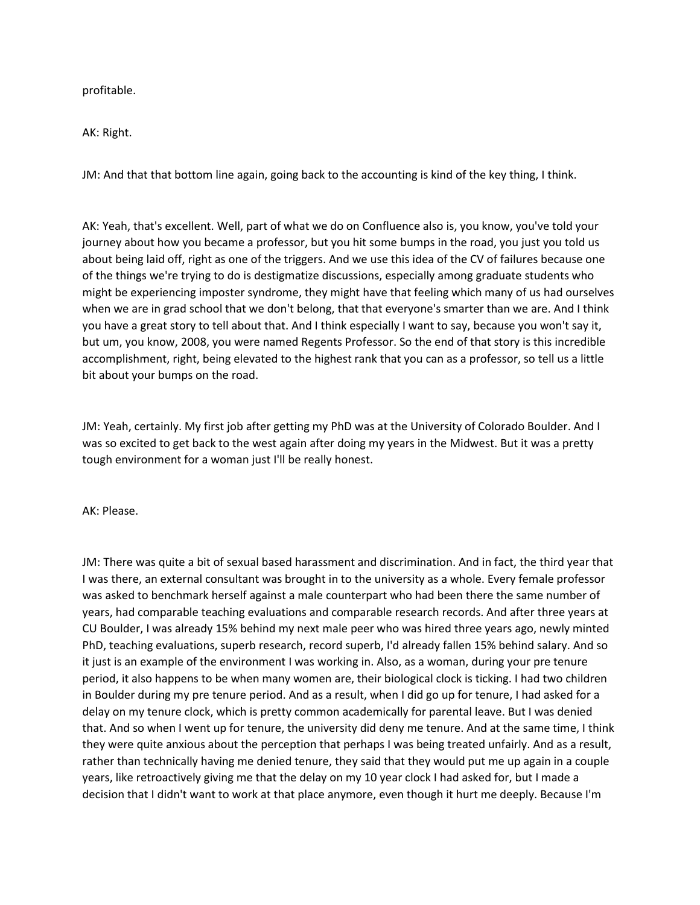profitable.

AK: Right.

JM: And that that bottom line again, going back to the accounting is kind of the key thing, I think.

AK: Yeah, that's excellent. Well, part of what we do on Confluence also is, you know, you've told your journey about how you became a professor, but you hit some bumps in the road, you just you told us about being laid off, right as one of the triggers. And we use this idea of the CV of failures because one of the things we're trying to do is destigmatize discussions, especially among graduate students who might be experiencing imposter syndrome, they might have that feeling which many of us had ourselves when we are in grad school that we don't belong, that that everyone's smarter than we are. And I think you have a great story to tell about that. And I think especially I want to say, because you won't say it, but um, you know, 2008, you were named Regents Professor. So the end of that story is this incredible accomplishment, right, being elevated to the highest rank that you can as a professor, so tell us a little bit about your bumps on the road.

JM: Yeah, certainly. My first job after getting my PhD was at the University of Colorado Boulder. And I was so excited to get back to the west again after doing my years in the Midwest. But it was a pretty tough environment for a woman just I'll be really honest.

AK: Please.

JM: There was quite a bit of sexual based harassment and discrimination. And in fact, the third year that I was there, an external consultant was brought in to the university as a whole. Every female professor was asked to benchmark herself against a male counterpart who had been there the same number of years, had comparable teaching evaluations and comparable research records. And after three years at CU Boulder, I was already 15% behind my next male peer who was hired three years ago, newly minted PhD, teaching evaluations, superb research, record superb, I'd already fallen 15% behind salary. And so it just is an example of the environment I was working in. Also, as a woman, during your pre tenure period, it also happens to be when many women are, their biological clock is ticking. I had two children in Boulder during my pre tenure period. And as a result, when I did go up for tenure, I had asked for a delay on my tenure clock, which is pretty common academically for parental leave. But I was denied that. And so when I went up for tenure, the university did deny me tenure. And at the same time, I think they were quite anxious about the perception that perhaps I was being treated unfairly. And as a result, rather than technically having me denied tenure, they said that they would put me up again in a couple years, like retroactively giving me that the delay on my 10 year clock I had asked for, but I made a decision that I didn't want to work at that place anymore, even though it hurt me deeply. Because I'm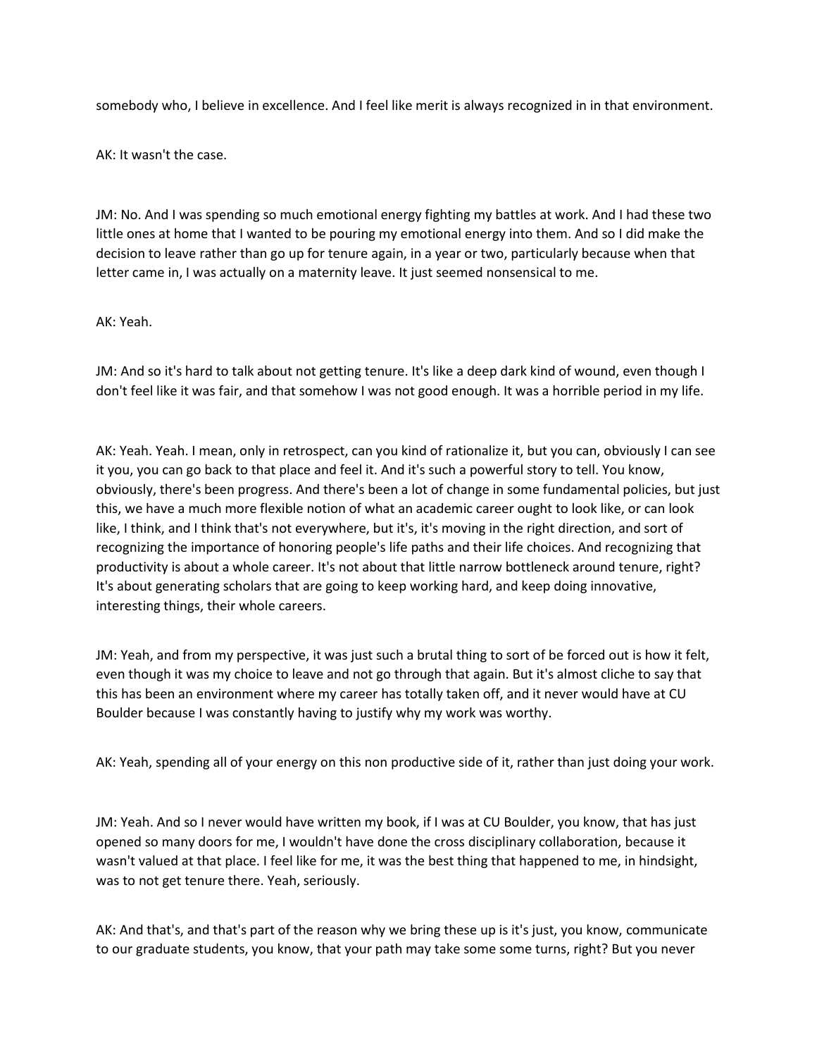somebody who, I believe in excellence. And I feel like merit is always recognized in in that environment.

AK: It wasn't the case.

JM: No. And I was spending so much emotional energy fighting my battles at work. And I had these two little ones at home that I wanted to be pouring my emotional energy into them. And so I did make the decision to leave rather than go up for tenure again, in a year or two, particularly because when that letter came in, I was actually on a maternity leave. It just seemed nonsensical to me.

AK: Yeah.

JM: And so it's hard to talk about not getting tenure. It's like a deep dark kind of wound, even though I don't feel like it was fair, and that somehow I was not good enough. It was a horrible period in my life.

AK: Yeah. Yeah. I mean, only in retrospect, can you kind of rationalize it, but you can, obviously I can see it you, you can go back to that place and feel it. And it's such a powerful story to tell. You know, obviously, there's been progress. And there's been a lot of change in some fundamental policies, but just this, we have a much more flexible notion of what an academic career ought to look like, or can look like, I think, and I think that's not everywhere, but it's, it's moving in the right direction, and sort of recognizing the importance of honoring people's life paths and their life choices. And recognizing that productivity is about a whole career. It's not about that little narrow bottleneck around tenure, right? It's about generating scholars that are going to keep working hard, and keep doing innovative, interesting things, their whole careers.

JM: Yeah, and from my perspective, it was just such a brutal thing to sort of be forced out is how it felt, even though it was my choice to leave and not go through that again. But it's almost cliche to say that this has been an environment where my career has totally taken off, and it never would have at CU Boulder because I was constantly having to justify why my work was worthy.

AK: Yeah, spending all of your energy on this non productive side of it, rather than just doing your work.

JM: Yeah. And so I never would have written my book, if I was at CU Boulder, you know, that has just opened so many doors for me, I wouldn't have done the cross disciplinary collaboration, because it wasn't valued at that place. I feel like for me, it was the best thing that happened to me, in hindsight, was to not get tenure there. Yeah, seriously.

AK: And that's, and that's part of the reason why we bring these up is it's just, you know, communicate to our graduate students, you know, that your path may take some some turns, right? But you never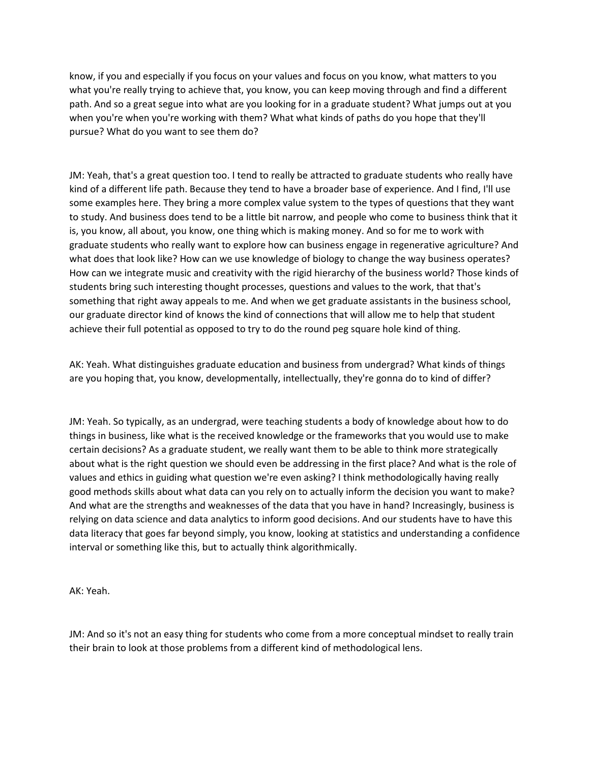know, if you and especially if you focus on your values and focus on you know, what matters to you what you're really trying to achieve that, you know, you can keep moving through and find a different path. And so a great segue into what are you looking for in a graduate student? What jumps out at you when you're when you're working with them? What what kinds of paths do you hope that they'll pursue? What do you want to see them do?

JM: Yeah, that's a great question too. I tend to really be attracted to graduate students who really have kind of a different life path. Because they tend to have a broader base of experience. And I find, I'll use some examples here. They bring a more complex value system to the types of questions that they want to study. And business does tend to be a little bit narrow, and people who come to business think that it is, you know, all about, you know, one thing which is making money. And so for me to work with graduate students who really want to explore how can business engage in regenerative agriculture? And what does that look like? How can we use knowledge of biology to change the way business operates? How can we integrate music and creativity with the rigid hierarchy of the business world? Those kinds of students bring such interesting thought processes, questions and values to the work, that that's something that right away appeals to me. And when we get graduate assistants in the business school, our graduate director kind of knows the kind of connections that will allow me to help that student achieve their full potential as opposed to try to do the round peg square hole kind of thing.

AK: Yeah. What distinguishes graduate education and business from undergrad? What kinds of things are you hoping that, you know, developmentally, intellectually, they're gonna do to kind of differ?

JM: Yeah. So typically, as an undergrad, were teaching students a body of knowledge about how to do things in business, like what is the received knowledge or the frameworks that you would use to make certain decisions? As a graduate student, we really want them to be able to think more strategically about what is the right question we should even be addressing in the first place? And what is the role of values and ethics in guiding what question we're even asking? I think methodologically having really good methods skills about what data can you rely on to actually inform the decision you want to make? And what are the strengths and weaknesses of the data that you have in hand? Increasingly, business is relying on data science and data analytics to inform good decisions. And our students have to have this data literacy that goes far beyond simply, you know, looking at statistics and understanding a confidence interval or something like this, but to actually think algorithmically.

AK: Yeah.

JM: And so it's not an easy thing for students who come from a more conceptual mindset to really train their brain to look at those problems from a different kind of methodological lens.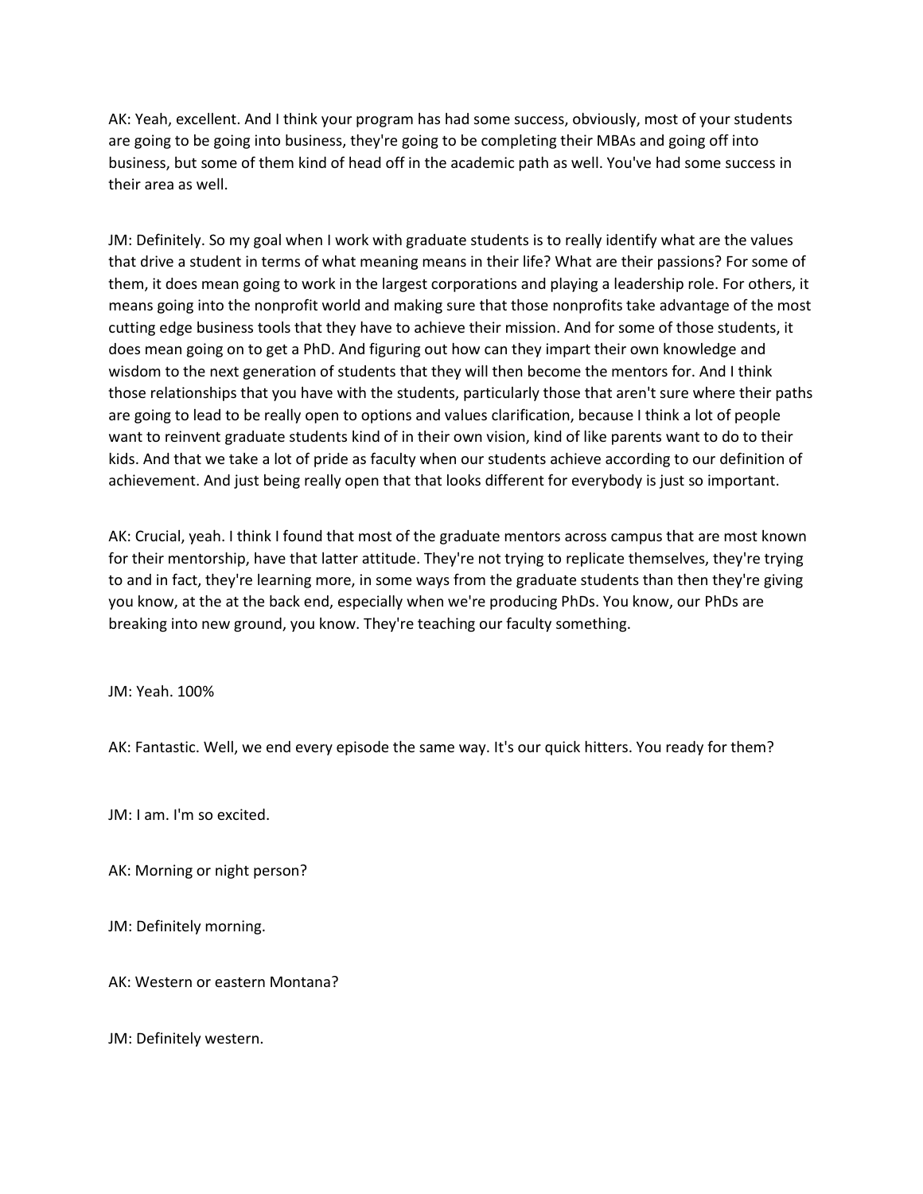AK: Yeah, excellent. And I think your program has had some success, obviously, most of your students are going to be going into business, they're going to be completing their MBAs and going off into business, but some of them kind of head off in the academic path as well. You've had some success in their area as well.

JM: Definitely. So my goal when I work with graduate students is to really identify what are the values that drive a student in terms of what meaning means in their life? What are their passions? For some of them, it does mean going to work in the largest corporations and playing a leadership role. For others, it means going into the nonprofit world and making sure that those nonprofits take advantage of the most cutting edge business tools that they have to achieve their mission. And for some of those students, it does mean going on to get a PhD. And figuring out how can they impart their own knowledge and wisdom to the next generation of students that they will then become the mentors for. And I think those relationships that you have with the students, particularly those that aren't sure where their paths are going to lead to be really open to options and values clarification, because I think a lot of people want to reinvent graduate students kind of in their own vision, kind of like parents want to do to their kids. And that we take a lot of pride as faculty when our students achieve according to our definition of achievement. And just being really open that that looks different for everybody is just so important.

AK: Crucial, yeah. I think I found that most of the graduate mentors across campus that are most known for their mentorship, have that latter attitude. They're not trying to replicate themselves, they're trying to and in fact, they're learning more, in some ways from the graduate students than then they're giving you know, at the at the back end, especially when we're producing PhDs. You know, our PhDs are breaking into new ground, you know. They're teaching our faculty something.

JM: Yeah. 100%

AK: Fantastic. Well, we end every episode the same way. It's our quick hitters. You ready for them?

JM: I am. I'm so excited.

AK: Morning or night person?

JM: Definitely morning.

AK: Western or eastern Montana?

JM: Definitely western.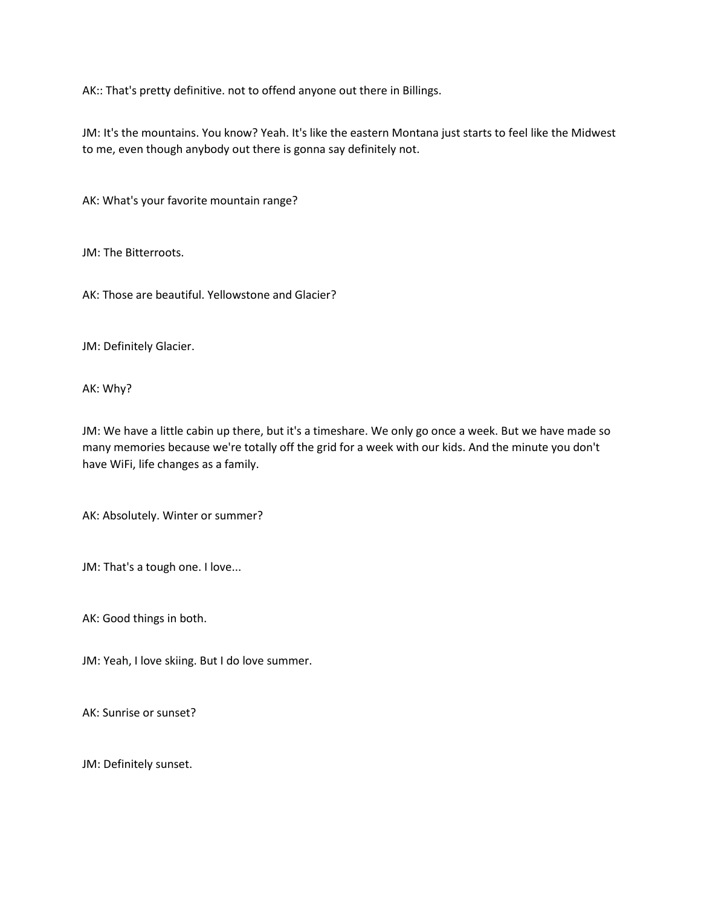AK:: That's pretty definitive. not to offend anyone out there in Billings.

JM: It's the mountains. You know? Yeah. It's like the eastern Montana just starts to feel like the Midwest to me, even though anybody out there is gonna say definitely not.

AK: What's your favorite mountain range?

JM: The Bitterroots.

AK: Those are beautiful. Yellowstone and Glacier?

JM: Definitely Glacier.

AK: Why?

JM: We have a little cabin up there, but it's a timeshare. We only go once a week. But we have made so many memories because we're totally off the grid for a week with our kids. And the minute you don't have WiFi, life changes as a family.

AK: Absolutely. Winter or summer?

JM: That's a tough one. I love...

AK: Good things in both.

JM: Yeah, I love skiing. But I do love summer.

AK: Sunrise or sunset?

JM: Definitely sunset.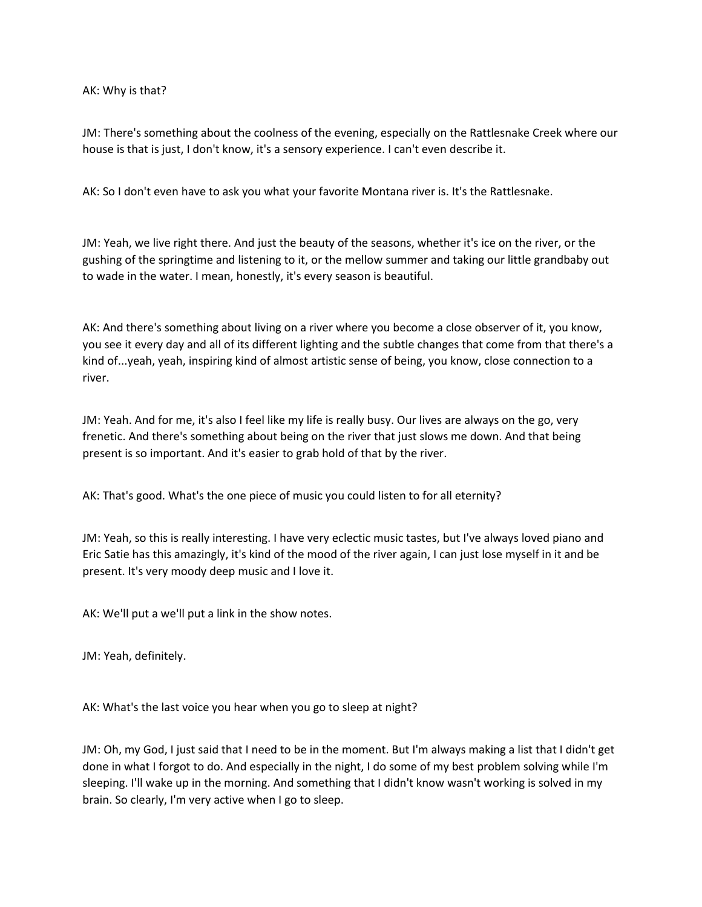AK: Why is that?

JM: There's something about the coolness of the evening, especially on the Rattlesnake Creek where our house is that is just, I don't know, it's a sensory experience. I can't even describe it.

AK: So I don't even have to ask you what your favorite Montana river is. It's the Rattlesnake.

JM: Yeah, we live right there. And just the beauty of the seasons, whether it's ice on the river, or the gushing of the springtime and listening to it, or the mellow summer and taking our little grandbaby out to wade in the water. I mean, honestly, it's every season is beautiful.

AK: And there's something about living on a river where you become a close observer of it, you know, you see it every day and all of its different lighting and the subtle changes that come from that there's a kind of...yeah, yeah, inspiring kind of almost artistic sense of being, you know, close connection to a river.

JM: Yeah. And for me, it's also I feel like my life is really busy. Our lives are always on the go, very frenetic. And there's something about being on the river that just slows me down. And that being present is so important. And it's easier to grab hold of that by the river.

AK: That's good. What's the one piece of music you could listen to for all eternity?

JM: Yeah, so this is really interesting. I have very eclectic music tastes, but I've always loved piano and Eric Satie has this amazingly, it's kind of the mood of the river again, I can just lose myself in it and be present. It's very moody deep music and I love it.

AK: We'll put a we'll put a link in the show notes.

JM: Yeah, definitely.

AK: What's the last voice you hear when you go to sleep at night?

JM: Oh, my God, I just said that I need to be in the moment. But I'm always making a list that I didn't get done in what I forgot to do. And especially in the night, I do some of my best problem solving while I'm sleeping. I'll wake up in the morning. And something that I didn't know wasn't working is solved in my brain. So clearly, I'm very active when I go to sleep.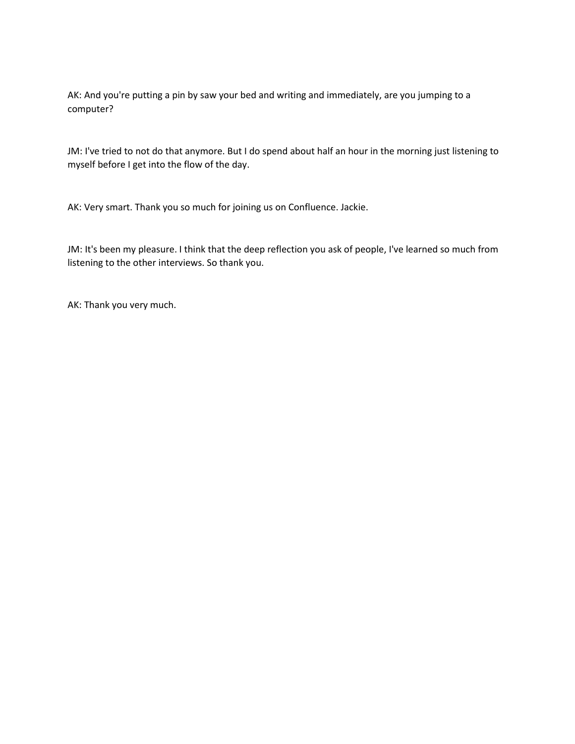AK: And you're putting a pin by saw your bed and writing and immediately, are you jumping to a computer?

JM: I've tried to not do that anymore. But I do spend about half an hour in the morning just listening to myself before I get into the flow of the day.

AK: Very smart. Thank you so much for joining us on Confluence. Jackie.

JM: It's been my pleasure. I think that the deep reflection you ask of people, I've learned so much from listening to the other interviews. So thank you.

AK: Thank you very much.